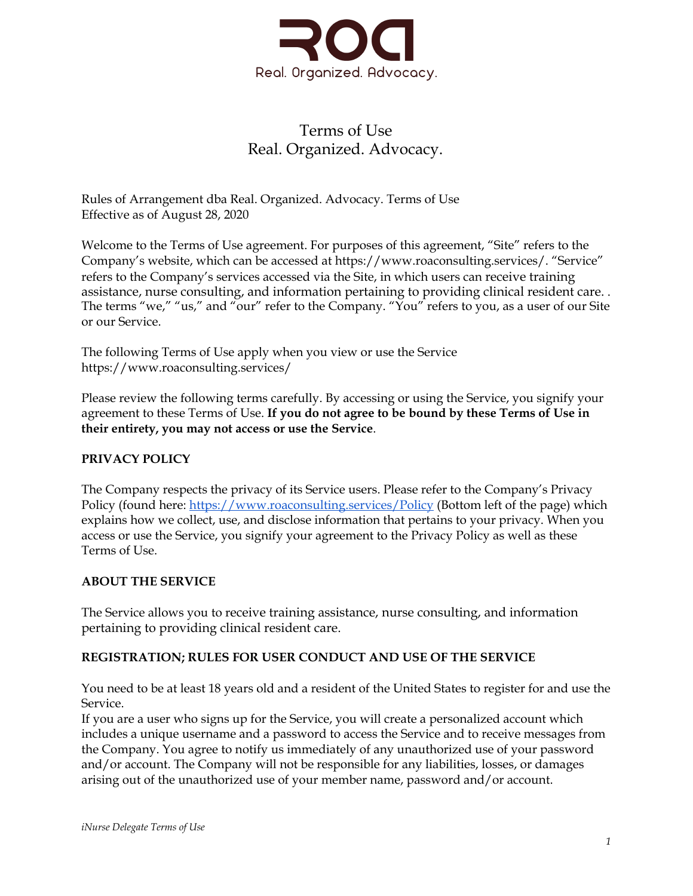Real. Organized. Advocacy.

# Terms of Use
# Real. Organized. Advocacy.

Rules of Arrangement dba Real. Organized. Advocacy. Terms of Use
Effective as of August 28, 2020

Welcome to the Terms of Use agreement. For purposes of this agreement, "Site" refers to the Company's website, which can be accessed at https://www.roaconsulting.services/. "Service" refers to the Company's services accessed via the Site, in which users can receive training assistance, nurse consulting, and information pertaining to providing clinical resident care. . The terms "we," "us," and "our" refer to the Company. "You" refers to you, as a user of our Site or our Service.

The following Terms of Use apply when you view or use the Service https://www.roaconsulting.services/

Please review the following terms carefully. By accessing or using the Service, you signify your agreement to these Terms of Use. **If you do not agree to be bound by these Terms of Use in their entirety, you may not access or use the Service**.

## PRIVACY POLICY

The Company respects the privacy of its Service users. Please refer to the Company's Privacy Policy (found here: [https://www.roaconsulting.services/Policy](https://www.roaconsulting.services/Policy) (Bottom left of the page) which explains how we collect, use, and disclose information that pertains to your privacy. When you access or use the Service, you signify your agreement to the Privacy Policy as well as these Terms of Use.

## ABOUT THE SERVICE

The Service allows you to receive training assistance, nurse consulting, and information pertaining to providing clinical resident care.

## REGISTRATION; RULES FOR USER CONDUCT AND USE OF THE SERVICE

You need to be at least 18 years old and a resident of the United States to register for and use the Service.
If you are a user who signs up for the Service, you will create a personalized account which includes a unique username and a password to access the Service and to receive messages from the Company. You agree to notify us immediately of any unauthorized use of your password and/or account. The Company will not be responsible for any liabilities, losses, or damages arising out of the unauthorized use of your member name, password and/or account.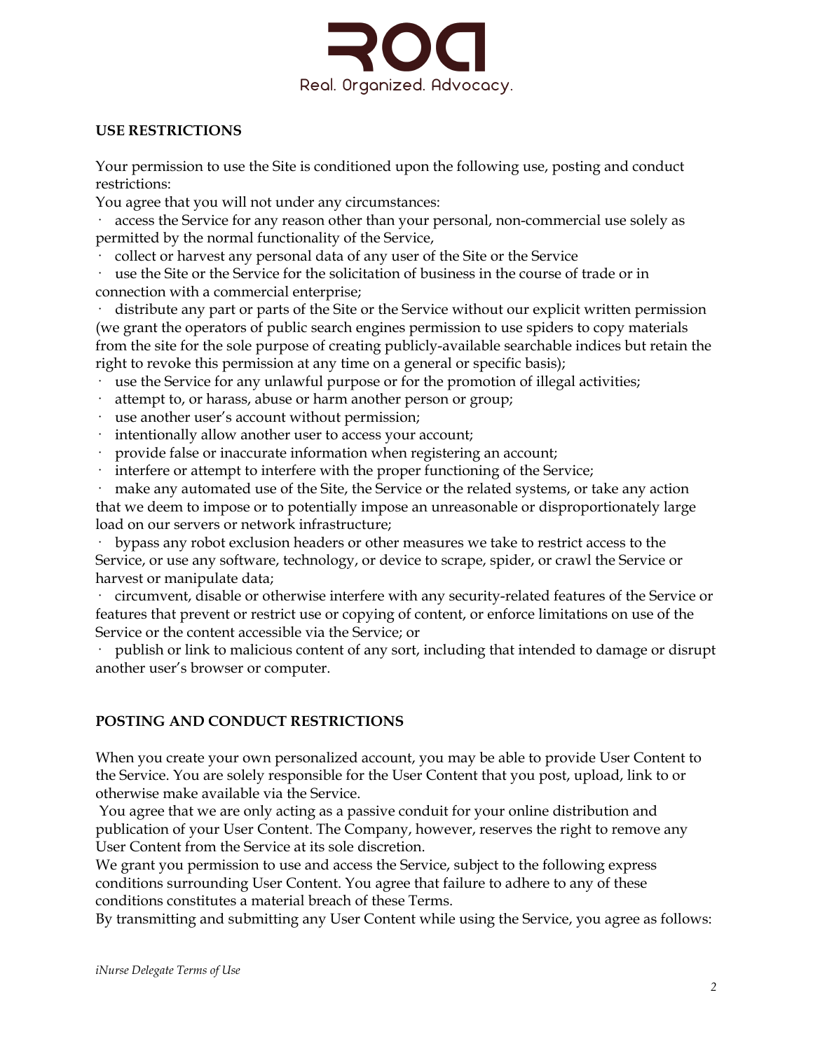## USE RESTRICTIONS

Your permission to use the Site is conditioned upon the following use, posting and conduct restrictions:

You agree that you will not under any circumstances:

- access the Service for any reason other than your personal, non-commercial use solely as permitted by the normal functionality of the Service,
- collect or harvest any personal data of any user of the Site or the Service
- use the Site or the Service for the solicitation of business in the course of trade or in connection with a commercial enterprise;
- distribute any part or parts of the Site or the Service without our explicit written permission (we grant the operators of public search engines permission to use spiders to copy materials from the site for the sole purpose of creating publicly-available searchable indices but retain the right to revoke this permission at any time on a general or specific basis);
- use the Service for any unlawful purpose or for the promotion of illegal activities;
- attempt to, or harass, abuse or harm another person or group;
- use another user's account without permission;
- intentionally allow another user to access your account;
- provide false or inaccurate information when registering an account;
- interfere or attempt to interfere with the proper functioning of the Service;
- make any automated use of the Site, the Service or the related systems, or take any action that we deem to impose or to potentially impose an unreasonable or disproportionately large load on our servers or network infrastructure;
- bypass any robot exclusion headers or other measures we take to restrict access to the Service, or use any software, technology, or device to scrape, spider, or crawl the Service or harvest or manipulate data;
- circumvent, disable or otherwise interfere with any security-related features of the Service or features that prevent or restrict use or copying of content, or enforce limitations on use of the Service or the content accessible via the Service; or
- publish or link to malicious content of any sort, including that intended to damage or disrupt another user's browser or computer.

## POSTING AND CONDUCT RESTRICTIONS

When you create your own personalized account, you may be able to provide User Content to the Service. You are solely responsible for the User Content that you post, upload, link to or otherwise make available via the Service.

You agree that we are only acting as a passive conduit for your online distribution and publication of your User Content. The Company, however, reserves the right to remove any User Content from the Service at its sole discretion.

We grant you permission to use and access the Service, subject to the following express conditions surrounding User Content. You agree that failure to adhere to any of these conditions constitutes a material breach of these Terms.

By transmitting and submitting any User Content while using the Service, you agree as follows: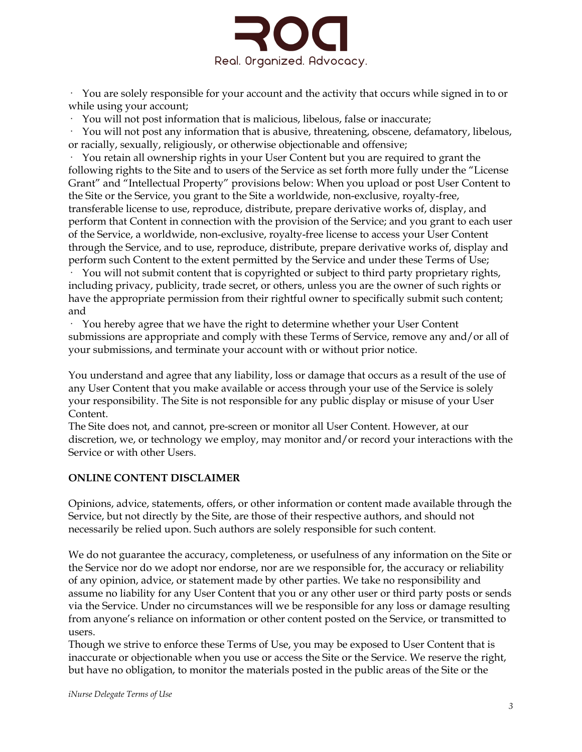- You are solely responsible for your account and the activity that occurs while signed in to or while using your account;
- You will not post information that is malicious, libelous, false or inaccurate;
- You will not post any information that is abusive, threatening, obscene, defamatory, libelous, or racially, sexually, religiously, or otherwise objectionable and offensive;
- You retain all ownership rights in your User Content but you are required to grant the following rights to the Site and to users of the Service as set forth more fully under the "License Grant" and "Intellectual Property" provisions below: When you upload or post User Content to the Site or the Service, you grant to the Site a worldwide, non-exclusive, royalty-free, transferable license to use, reproduce, distribute, prepare derivative works of, display, and perform that Content in connection with the provision of the Service; and you grant to each user of the Service, a worldwide, non-exclusive, royalty-free license to access your User Content through the Service, and to use, reproduce, distribute, prepare derivative works of, display and perform such Content to the extent permitted by the Service and under these Terms of Use;
- You will not submit content that is copyrighted or subject to third party proprietary rights, including privacy, publicity, trade secret, or others, unless you are the owner of such rights or have the appropriate permission from their rightful owner to specifically submit such content; and
- You hereby agree that we have the right to determine whether your User Content submissions are appropriate and comply with these Terms of Service, remove any and/or all of your submissions, and terminate your account with or without prior notice.

You understand and agree that any liability, loss or damage that occurs as a result of the use of any User Content that you make available or access through your use of the Service is solely your responsibility. The Site is not responsible for any public display or misuse of your User Content.
The Site does not, and cannot, pre-screen or monitor all User Content. However, at our discretion, we, or technology we employ, may monitor and/or record your interactions with the Service or with other Users.

**ONLINE CONTENT DISCLAIMER**

Opinions, advice, statements, offers, or other information or content made available through the Service, but not directly by the Site, are those of their respective authors, and should not necessarily be relied upon. Such authors are solely responsible for such content.

We do not guarantee the accuracy, completeness, or usefulness of any information on the Site or the Service nor do we adopt nor endorse, nor are we responsible for, the accuracy or reliability of any opinion, advice, or statement made by other parties. We take no responsibility and assume no liability for any User Content that you or any other user or third party posts or sends via the Service. Under no circumstances will we be responsible for any loss or damage resulting from anyone's reliance on information or other content posted on the Service, or transmitted to users.
Though we strive to enforce these Terms of Use, you may be exposed to User Content that is inaccurate or objectionable when you use or access the Site or the Service. We reserve the right, but have no obligation, to monitor the materials posted in the public areas of the Site or the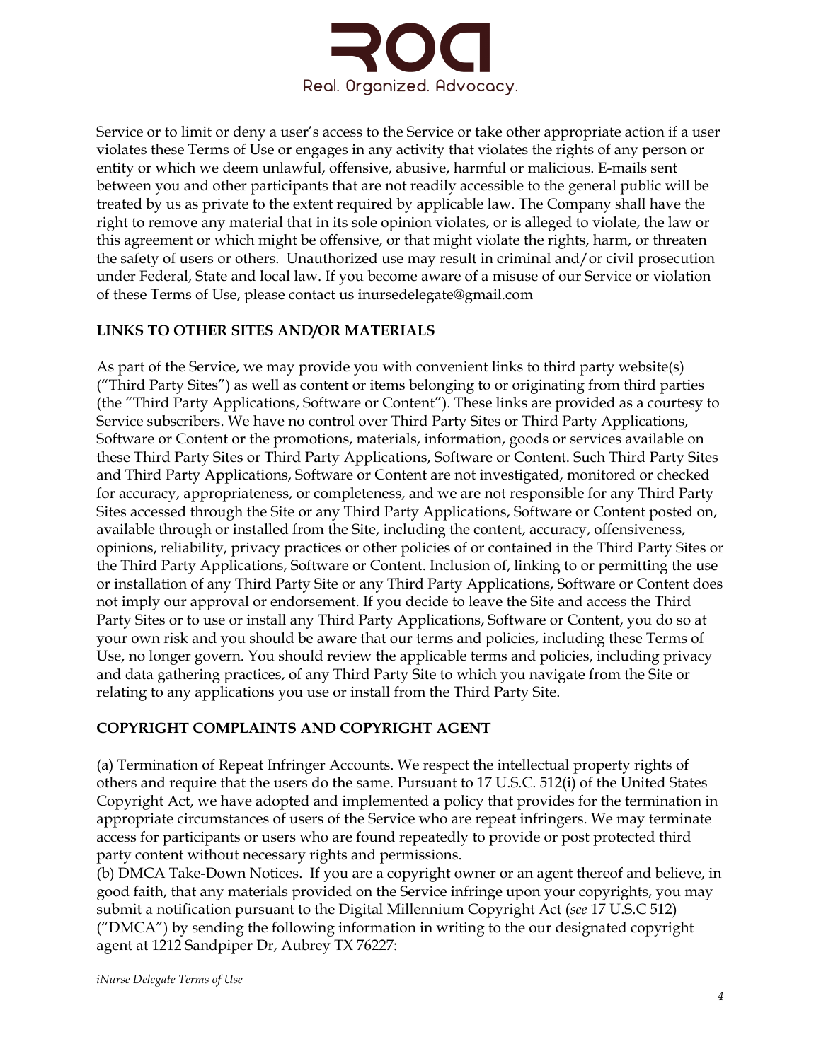Service or to limit or deny a user's access to the Service or take other appropriate action if a user violates these Terms of Use or engages in any activity that violates the rights of any person or entity or which we deem unlawful, offensive, abusive, harmful or malicious. E-mails sent between you and other participants that are not readily accessible to the general public will be treated by us as private to the extent required by applicable law. The Company shall have the right to remove any material that in its sole opinion violates, or is alleged to violate, the law or this agreement or which might be offensive, or that might violate the rights, harm, or threaten the safety of users or others. Unauthorized use may result in criminal and/or civil prosecution under Federal, State and local law. If you become aware of a misuse of our Service or violation of these Terms of Use, please contact us inursedelegate@gmail.com

**LINKS TO OTHER SITES AND/OR MATERIALS**

As part of the Service, we may provide you with convenient links to third party website(s) ("Third Party Sites") as well as content or items belonging to or originating from third parties (the "Third Party Applications, Software or Content"). These links are provided as a courtesy to Service subscribers. We have no control over Third Party Sites or Third Party Applications, Software or Content or the promotions, materials, information, goods or services available on these Third Party Sites or Third Party Applications, Software or Content. Such Third Party Sites and Third Party Applications, Software or Content are not investigated, monitored or checked for accuracy, appropriateness, or completeness, and we are not responsible for any Third Party Sites accessed through the Site or any Third Party Applications, Software or Content posted on, available through or installed from the Site, including the content, accuracy, offensiveness, opinions, reliability, privacy practices or other policies of or contained in the Third Party Sites or the Third Party Applications, Software or Content. Inclusion of, linking to or permitting the use or installation of any Third Party Site or any Third Party Applications, Software or Content does not imply our approval or endorsement. If you decide to leave the Site and access the Third Party Sites or to use or install any Third Party Applications, Software or Content, you do so at your own risk and you should be aware that our terms and policies, including these Terms of Use, no longer govern. You should review the applicable terms and policies, including privacy and data gathering practices, of any Third Party Site to which you navigate from the Site or relating to any applications you use or install from the Third Party Site.

**COPYRIGHT COMPLAINTS AND COPYRIGHT AGENT**

(a) Termination of Repeat Infringer Accounts. We respect the intellectual property rights of others and require that the users do the same. Pursuant to 17 U.S.C. 512(i) of the United States Copyright Act, we have adopted and implemented a policy that provides for the termination in appropriate circumstances of users of the Service who are repeat infringers. We may terminate access for participants or users who are found repeatedly to provide or post protected third party content without necessary rights and permissions.
(b) DMCA Take-Down Notices. If you are a copyright owner or an agent thereof and believe, in good faith, that any materials provided on the Service infringe upon your copyrights, you may submit a notification pursuant to the Digital Millennium Copyright Act (*see* 17 U.S.C 512) ("DMCA") by sending the following information in writing to the our designated copyright agent at 1212 Sandpiper Dr, Aubrey TX 76227: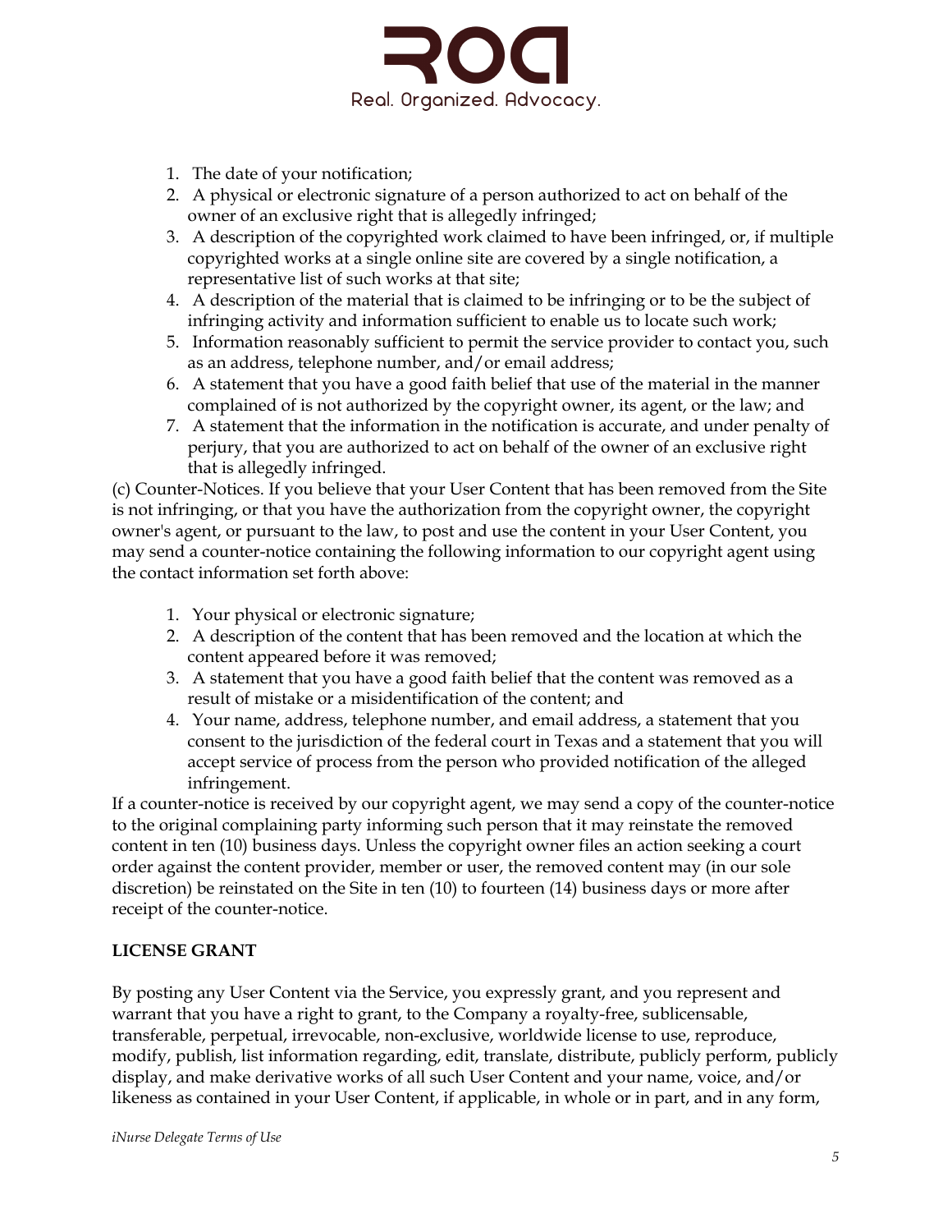1. The date of your notification;
2. A physical or electronic signature of a person authorized to act on behalf of the owner of an exclusive right that is allegedly infringed;
3. A description of the copyrighted work claimed to have been infringed, or, if multiple copyrighted works at a single online site are covered by a single notification, a representative list of such works at that site;
4. A description of the material that is claimed to be infringing or to be the subject of infringing activity and information sufficient to enable us to locate such work;
5. Information reasonably sufficient to permit the service provider to contact you, such as an address, telephone number, and/or email address;
6. A statement that you have a good faith belief that use of the material in the manner complained of is not authorized by the copyright owner, its agent, or the law; and
7. A statement that the information in the notification is accurate, and under penalty of perjury, that you are authorized to act on behalf of the owner of an exclusive right that is allegedly infringed.

(c) Counter-Notices. If you believe that your User Content that has been removed from the Site is not infringing, or that you have the authorization from the copyright owner, the copyright owner's agent, or pursuant to the law, to post and use the content in your User Content, you may send a counter-notice containing the following information to our copyright agent using the contact information set forth above:

1. Your physical or electronic signature;
2. A description of the content that has been removed and the location at which the content appeared before it was removed;
3. A statement that you have a good faith belief that the content was removed as a result of mistake or a misidentification of the content; and
4. Your name, address, telephone number, and email address, a statement that you consent to the jurisdiction of the federal court in Texas and a statement that you will accept service of process from the person who provided notification of the alleged infringement.

If a counter-notice is received by our copyright agent, we may send a copy of the counter-notice to the original complaining party informing such person that it may reinstate the removed content in ten (10) business days. Unless the copyright owner files an action seeking a court order against the content provider, member or user, the removed content may (in our sole discretion) be reinstated on the Site in ten (10) to fourteen (14) business days or more after receipt of the counter-notice.

**LICENSE GRANT**

By posting any User Content via the Service, you expressly grant, and you represent and warrant that you have a right to grant, to the Company a royalty-free, sublicensable, transferable, perpetual, irrevocable, non-exclusive, worldwide license to use, reproduce, modify, publish, list information regarding, edit, translate, distribute, publicly perform, publicly display, and make derivative works of all such User Content and your name, voice, and/or likeness as contained in your User Content, if applicable, in whole or in part, and in any form,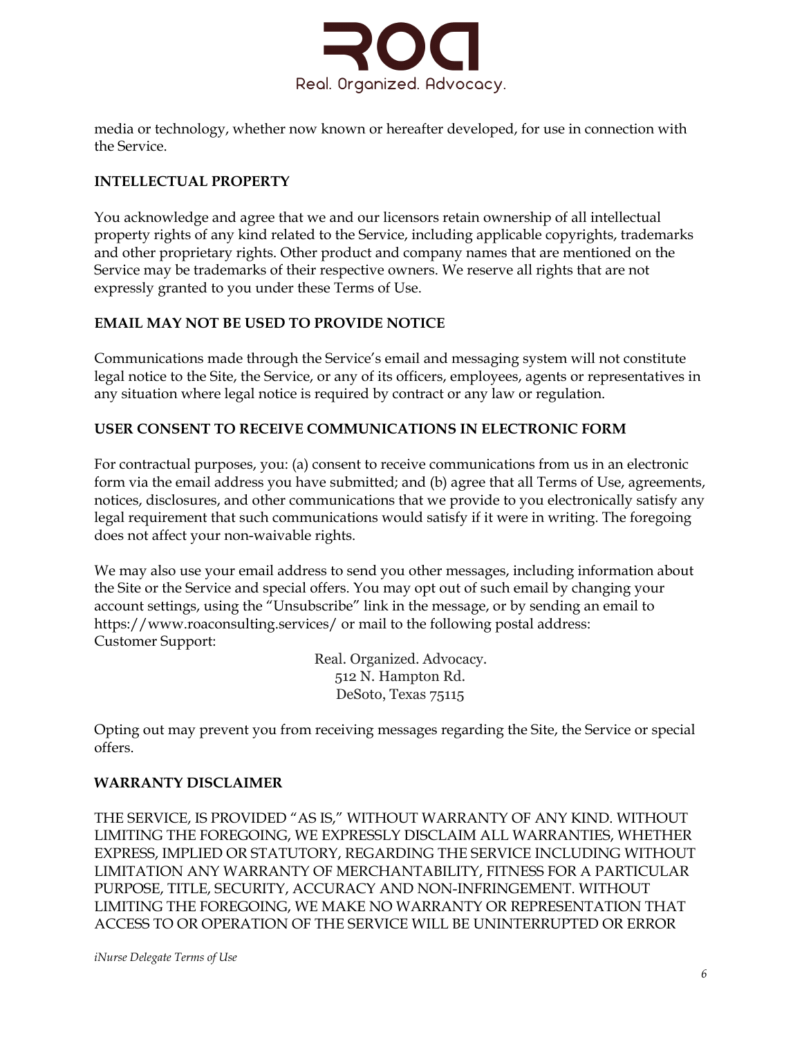media or technology, whether now known or hereafter developed, for use in connection with the Service.

**INTELLECTUAL PROPERTY**

You acknowledge and agree that we and our licensors retain ownership of all intellectual property rights of any kind related to the Service, including applicable copyrights, trademarks and other proprietary rights. Other product and company names that are mentioned on the Service may be trademarks of their respective owners. We reserve all rights that are not expressly granted to you under these Terms of Use.

**EMAIL MAY NOT BE USED TO PROVIDE NOTICE**

Communications made through the Service's email and messaging system will not constitute legal notice to the Site, the Service, or any of its officers, employees, agents or representatives in any situation where legal notice is required by contract or any law or regulation.

**USER CONSENT TO RECEIVE COMMUNICATIONS IN ELECTRONIC FORM**

For contractual purposes, you: (a) consent to receive communications from us in an electronic form via the email address you have submitted; and (b) agree that all Terms of Use, agreements, notices, disclosures, and other communications that we provide to you electronically satisfy any legal requirement that such communications would satisfy if it were in writing. The foregoing does not affect your non-waivable rights.

We may also use your email address to send you other messages, including information about the Site or the Service and special offers. You may opt out of such email by changing your account settings, using the "Unsubscribe" link in the message, or by sending an email to https://www.roaconsulting.services/ or mail to the following postal address:
Customer Support:

Real. Organized. Advocacy.
512 N. Hampton Rd.
DeSoto, Texas 75115

Opting out may prevent you from receiving messages regarding the Site, the Service or special offers.

**WARRANTY DISCLAIMER**

THE SERVICE, IS PROVIDED "AS IS," WITHOUT WARRANTY OF ANY KIND. WITHOUT LIMITING THE FOREGOING, WE EXPRESSLY DISCLAIM ALL WARRANTIES, WHETHER EXPRESS, IMPLIED OR STATUTORY, REGARDING THE SERVICE INCLUDING WITHOUT LIMITATION ANY WARRANTY OF MERCHANTABILITY, FITNESS FOR A PARTICULAR PURPOSE, TITLE, SECURITY, ACCURACY AND NON-INFRINGEMENT. WITHOUT LIMITING THE FOREGOING, WE MAKE NO WARRANTY OR REPRESENTATION THAT ACCESS TO OR OPERATION OF THE SERVICE WILL BE UNINTERRUPTED OR ERROR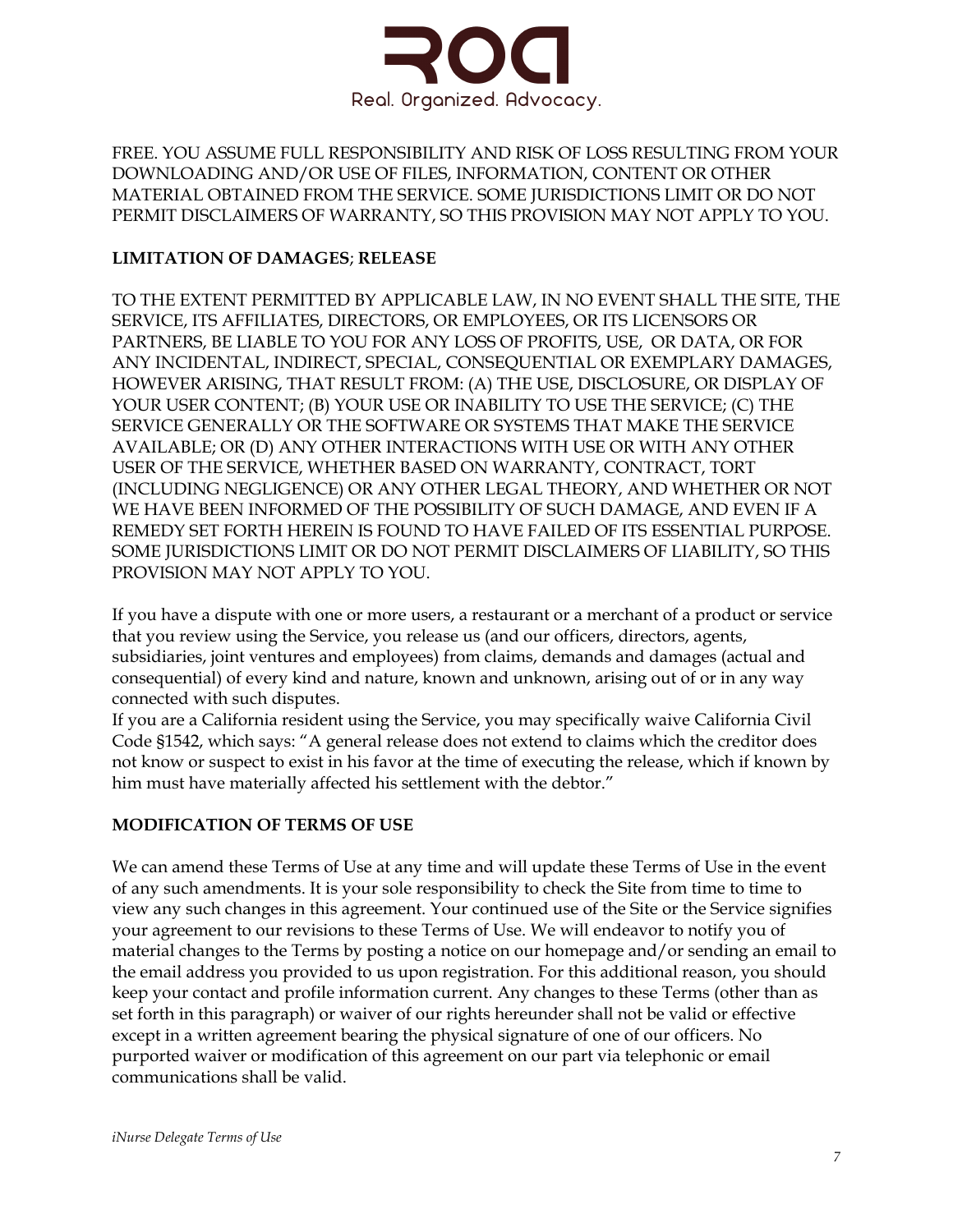FREE. YOU ASSUME FULL RESPONSIBILITY AND RISK OF LOSS RESULTING FROM YOUR DOWNLOADING AND/OR USE OF FILES, INFORMATION, CONTENT OR OTHER MATERIAL OBTAINED FROM THE SERVICE. SOME JURISDICTIONS LIMIT OR DO NOT PERMIT DISCLAIMERS OF WARRANTY, SO THIS PROVISION MAY NOT APPLY TO YOU.

**LIMITATION OF DAMAGES; RELEASE**

TO THE EXTENT PERMITTED BY APPLICABLE LAW, IN NO EVENT SHALL THE SITE, THE SERVICE, ITS AFFILIATES, DIRECTORS, OR EMPLOYEES, OR ITS LICENSORS OR PARTNERS, BE LIABLE TO YOU FOR ANY LOSS OF PROFITS, USE, OR DATA, OR FOR ANY INCIDENTAL, INDIRECT, SPECIAL, CONSEQUENTIAL OR EXEMPLARY DAMAGES, HOWEVER ARISING, THAT RESULT FROM: (A) THE USE, DISCLOSURE, OR DISPLAY OF YOUR USER CONTENT; (B) YOUR USE OR INABILITY TO USE THE SERVICE; (C) THE SERVICE GENERALLY OR THE SOFTWARE OR SYSTEMS THAT MAKE THE SERVICE AVAILABLE; OR (D) ANY OTHER INTERACTIONS WITH USE OR WITH ANY OTHER USER OF THE SERVICE, WHETHER BASED ON WARRANTY, CONTRACT, TORT (INCLUDING NEGLIGENCE) OR ANY OTHER LEGAL THEORY, AND WHETHER OR NOT WE HAVE BEEN INFORMED OF THE POSSIBILITY OF SUCH DAMAGE, AND EVEN IF A REMEDY SET FORTH HEREIN IS FOUND TO HAVE FAILED OF ITS ESSENTIAL PURPOSE. SOME JURISDICTIONS LIMIT OR DO NOT PERMIT DISCLAIMERS OF LIABILITY, SO THIS PROVISION MAY NOT APPLY TO YOU.

If you have a dispute with one or more users, a restaurant or a merchant of a product or service that you review using the Service, you release us (and our officers, directors, agents, subsidiaries, joint ventures and employees) from claims, demands and damages (actual and consequential) of every kind and nature, known and unknown, arising out of or in any way connected with such disputes.
If you are a California resident using the Service, you may specifically waive California Civil Code §1542, which says: "A general release does not extend to claims which the creditor does not know or suspect to exist in his favor at the time of executing the release, which if known by him must have materially affected his settlement with the debtor."

**MODIFICATION OF TERMS OF USE**

We can amend these Terms of Use at any time and will update these Terms of Use in the event of any such amendments. It is your sole responsibility to check the Site from time to time to view any such changes in this agreement. Your continued use of the Site or the Service signifies your agreement to our revisions to these Terms of Use. We will endeavor to notify you of material changes to the Terms by posting a notice on our homepage and/or sending an email to the email address you provided to us upon registration. For this additional reason, you should keep your contact and profile information current. Any changes to these Terms (other than as set forth in this paragraph) or waiver of our rights hereunder shall not be valid or effective except in a written agreement bearing the physical signature of one of our officers. No purported waiver or modification of this agreement on our part via telephonic or email communications shall be valid.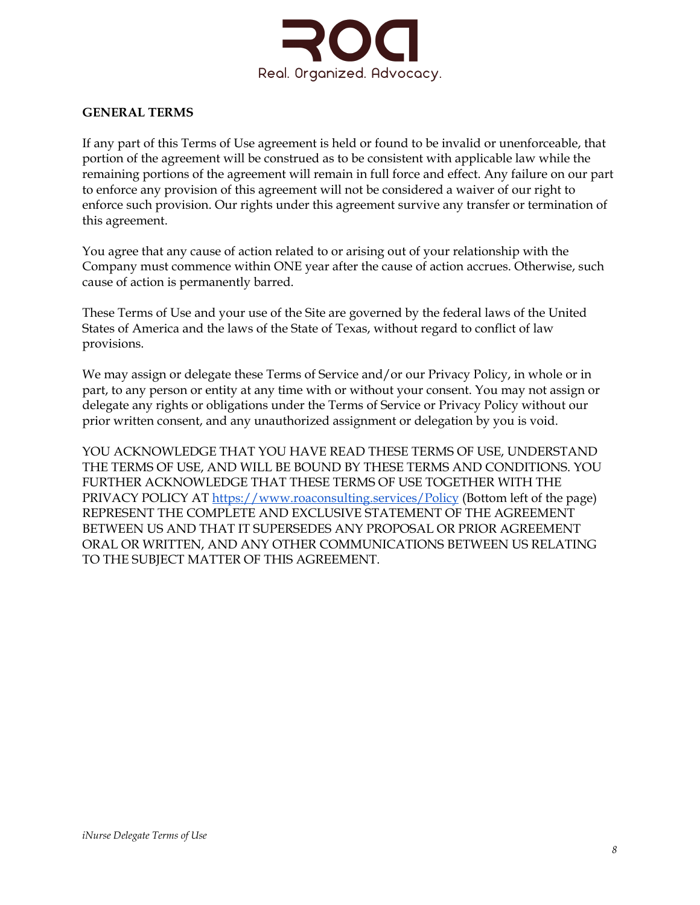**GENERAL TERMS**

If any part of this Terms of Use agreement is held or found to be invalid or unenforceable, that portion of the agreement will be construed as to be consistent with applicable law while the remaining portions of the agreement will remain in full force and effect. Any failure on our part to enforce any provision of this agreement will not be considered a waiver of our right to enforce such provision. Our rights under this agreement survive any transfer or termination of this agreement.

You agree that any cause of action related to or arising out of your relationship with the Company must commence within ONE year after the cause of action accrues. Otherwise, such cause of action is permanently barred.

These Terms of Use and your use of the Site are governed by the federal laws of the United States of America and the laws of the State of Texas, without regard to conflict of law provisions.

We may assign or delegate these Terms of Service and/or our Privacy Policy, in whole or in part, to any person or entity at any time with or without your consent. You may not assign or delegate any rights or obligations under the Terms of Service or Privacy Policy without our prior written consent, and any unauthorized assignment or delegation by you is void.

YOU ACKNOWLEDGE THAT YOU HAVE READ THESE TERMS OF USE, UNDERSTAND THE TERMS OF USE, AND WILL BE BOUND BY THESE TERMS AND CONDITIONS. YOU FURTHER ACKNOWLEDGE THAT THESE TERMS OF USE TOGETHER WITH THE PRIVACY POLICY AT [https://www.roaconsulting.services/Policy](https://www.roaconsulting.services/Policy) (Bottom left of the page) REPRESENT THE COMPLETE AND EXCLUSIVE STATEMENT OF THE AGREEMENT BETWEEN US AND THAT IT SUPERSEDES ANY PROPOSAL OR PRIOR AGREEMENT ORAL OR WRITTEN, AND ANY OTHER COMMUNICATIONS BETWEEN US RELATING TO THE SUBJECT MATTER OF THIS AGREEMENT.